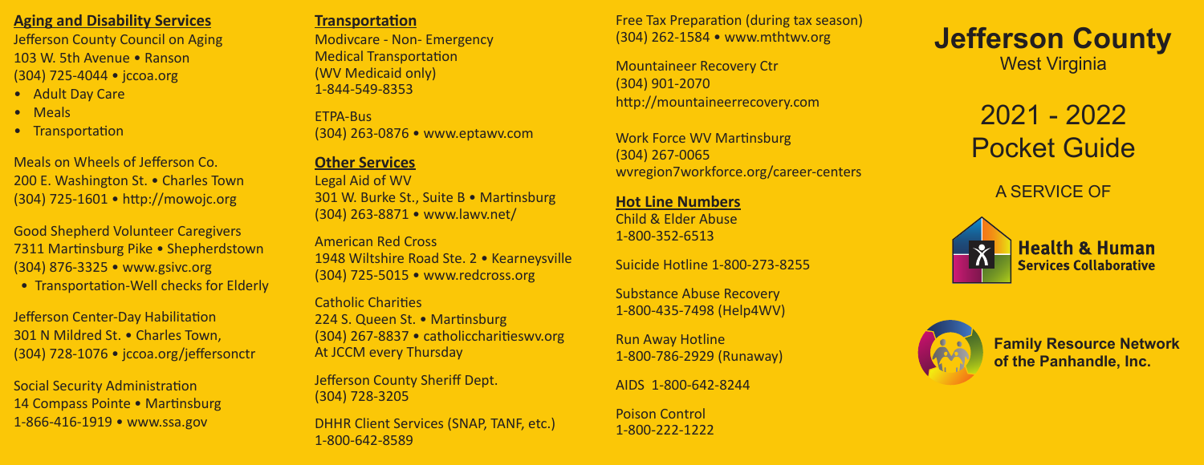## Aging and Disability Services

Jefferson County Council on Aging
103 W. 5th Avenue • Ranson
(304) 725-4044 • jccoa.org

- Adult Day Care
- Meals
- Transportation

Meals on Wheels of Jefferson Co.
200 E. Washington St. • Charles Town
(304) 725-1601 • http://mowojc.org

Good Shepherd Volunteer Caregivers
7311 Martinsburg Pike • Shepherdstown
(304) 876-3325 • www.gsivc.org

- Transportation-Well checks for Elderly

Jefferson Center-Day Habilitation
301 N Mildred St. • Charles Town,
(304) 728-1076 • jccoa.org/jeffersonctr

Social Security Administration
14 Compass Pointe • Martinsburg
1-866-416-1919 • www.ssa.gov

## Transportation

Modivcare - Non- Emergency Medical Transportation
(WV Medicaid only)
1-844-549-8353

ETPA-Bus
(304) 263-0876 • www.eptawv.com

## Other Services

Legal Aid of WV
301 W. Burke St., Suite B • Martinsburg
(304) 263-8871 • www.lawv.net/

American Red Cross
1948 Wiltshire Road Ste. 2 • Kearneysville
(304) 725-5015 • www.redcross.org

Catholic Charities
224 S. Queen St. • Martinsburg
(304) 267-8837 • catholiccharitieswv.org
At JCCM every Thursday

Jefferson County Sheriff Dept.
(304) 728-3205

DHHR Client Services (SNAP, TANF, etc.)
1-800-642-8589

Free Tax Preparation (during tax season)
(304) 262-1584 • www.mthtwv.org

Mountaineer Recovery Ctr
(304) 901-2070
http://mountaineerrecovery.com

Work Force WV Martinsburg
(304) 267-0065
wvregion7workforce.org/career-centers

## Hot Line Numbers

Child & Elder Abuse
1-800-352-6513

Suicide Hotline 1-800-273-8255

Substance Abuse Recovery
1-800-435-7498 (Help4WV)

Run Away Hotline
1-800-786-2929 (Runaway)

AIDS 1-800-642-8244

Poison Control
1-800-222-1222

# Jefferson County

West Virginia

# 2021 - 2022 Pocket Guide

A SERVICE OF

Health & Human Services Collaborative

Family Resource Network of the Panhandle, Inc.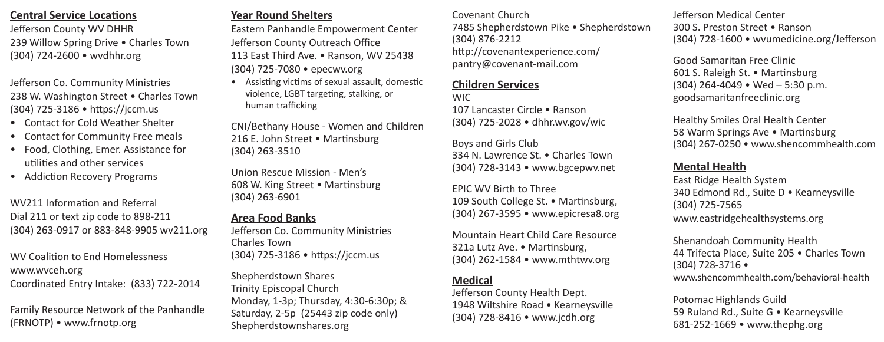## Central Service Locations

Jefferson County WV DHHR
239 Willow Spring Drive • Charles Town
(304) 724-2600 • wvdhhr.org

Jefferson Co. Community Ministries
238 W. Washington Street • Charles Town
(304) 725-3186 • https://jccm.us

- Contact for Cold Weather Shelter
- Contact for Community Free meals
- Food, Clothing, Emer. Assistance for utilities and other services
- Addiction Recovery Programs

WV211 Information and Referral
Dial 211 or text zip code to 898-211
(304) 263-0917 or 883-848-9905 wv211.org

WV Coalition to End Homelessness
www.wvceh.org
Coordinated Entry Intake: (833) 722-2014

Family Resource Network of the Panhandle (FRNOTP) • www.frnotp.org

## Year Round Shelters

Eastern Panhandle Empowerment Center
Jefferson County Outreach Office
113 East Third Ave. • Ranson, WV 25438
(304) 725-7080 • epecwv.org

- Assisting victims of sexual assault, domestic violence, LGBT targeting, stalking, or human trafficking

CNI/Bethany House - Women and Children
216 E. John Street • Martinsburg
(304) 263-3510

Union Rescue Mission - Men's
608 W. King Street • Martinsburg
(304) 263-6901

## Area Food Banks

Jefferson Co. Community Ministries
Charles Town
(304) 725-3186 • https://jccm.us

Shepherdstown Shares
Trinity Episcopal Church
Monday, 1-3p; Thursday, 4:30-6:30p; & Saturday, 2-5p (25443 zip code only)
Shepherdstownshares.org

Covenant Church
7485 Shepherdstown Pike • Shepherdstown
(304) 876-2212
http://covenantexperience.com/
pantry@covenant-mail.com

## Children Services

WIC
107 Lancaster Circle • Ranson
(304) 725-2028 • dhhr.wv.gov/wic

Boys and Girls Club
334 N. Lawrence St. • Charles Town
(304) 728-3143 • www.bgcepwv.net

EPIC WV Birth to Three
109 South College St. • Martinsburg,
(304) 267-3595 • www.epicresa8.org

Mountain Heart Child Care Resource
321a Lutz Ave. • Martinsburg,
(304) 262-1584 • www.mthtwv.org

## Medical

Jefferson County Health Dept.
1948 Wiltshire Road • Kearneysville
(304) 728-8416 • www.jcdh.org

Jefferson Medical Center
300 S. Preston Street • Ranson
(304) 728-1600 • wvumedicine.org/Jefferson

Good Samaritan Free Clinic
601 S. Raleigh St. • Martinsburg
(304) 264-4049 • Wed – 5:30 p.m.
goodsamaritanfreeclinic.org

Healthy Smiles Oral Health Center
58 Warm Springs Ave • Martinsburg
(304) 267-0250 • www.shencommhealth.com

## Mental Health

East Ridge Health System
340 Edmond Rd., Suite D • Kearneysville
(304) 725-7565
www.eastridgehealthsystems.org

Shenandoah Community Health
44 Trifecta Place, Suite 205 • Charles Town
(304) 728-3716 •
www.shencommhealth.com/behavioral-health

Potomac Highlands Guild
59 Ruland Rd., Suite G • Kearneysville
681-252-1669 • www.thephg.org